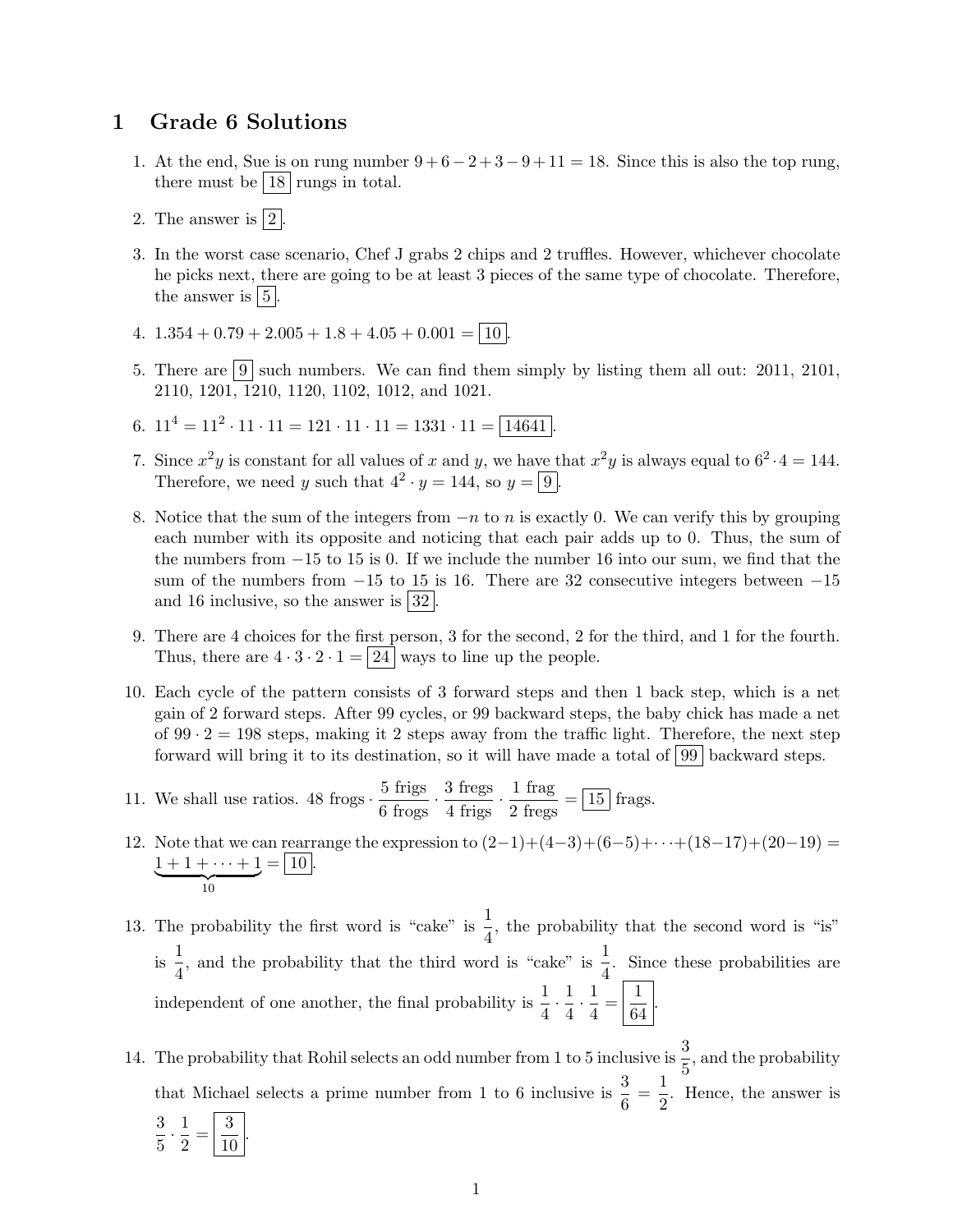# 1 Grade 6 Solutions

1. At the end, Sue is on rung number $9 + 6 - 2 + 3 - 9 + 11 = 18$. Since this is also the top rung, there must be $\boxed{18}$ rungs in total.

2. The answer is $\boxed{2}$.

3. In the worst case scenario, Chef J grabs 2 chips and 2 truffles. However, whichever chocolate he picks next, there are going to be at least 3 pieces of the same type of chocolate. Therefore, the answer is $\boxed{5}$.

4. $1.354 + 0.79 + 2.005 + 1.8 + 4.05 + 0.001 = \boxed{10}$.

5. There are $\boxed{9}$ such numbers. We can find them simply by listing them all out: 2011, 2101, 2110, 1201, 1210, 1120, 1102, 1012, and 1021.

6. $11^4 = 11^2 \cdot 11 \cdot 11 = 121 \cdot 11 \cdot 11 = 1331 \cdot 11 = \boxed{14641}$.

7. Since $x^2y$ is constant for all values of $x$ and $y$, we have that $x^2y$ is always equal to $6^2 \cdot 4 = 144$. Therefore, we need $y$ such that $4^2 \cdot y = 144$, so $y = \boxed{9}$.

8. Notice that the sum of the integers from $-n$ to $n$ is exactly 0. We can verify this by grouping each number with its opposite and noticing that each pair adds up to 0. Thus, the sum of the numbers from $-15$ to 15 is 0. If we include the number 16 into our sum, we find that the sum of the numbers from $-15$ to 15 is 16. There are 32 consecutive integers between $-15$ and 16 inclusive, so the answer is $\boxed{32}$.

9. There are 4 choices for the first person, 3 for the second, 2 for the third, and 1 for the fourth. Thus, there are $4 \cdot 3 \cdot 2 \cdot 1 = \boxed{24}$ ways to line up the people.

10. Each cycle of the pattern consists of 3 forward steps and then 1 back step, which is a net gain of 2 forward steps. After 99 cycles, or 99 backward steps, the baby chick has made a net of $99 \cdot 2 = 198$ steps, making it 2 steps away from the traffic light. Therefore, the next step forward will bring it to its destination, so it will have made a total of $\boxed{99}$ backward steps.

11. We shall use ratios. $48 \text{ frogs} \cdot \dfrac{5 \text{ frigs}}{6 \text{ frogs}} \cdot \dfrac{3 \text{ fregs}}{4 \text{ frigs}} \cdot \dfrac{1 \text{ frag}}{2 \text{ fregs}} = \boxed{15}$ frags.

12. Note that we can rearrange the expression to $(2-1)+(4-3)+(6-5)+\cdots+(18-17)+(20-19) = \underbrace{1 + 1 + \cdots + 1}_{10} = \boxed{10}$.

13. The probability the first word is "cake" is $\dfrac{1}{4}$, the probability that the second word is "is" is $\dfrac{1}{4}$, and the probability that the third word is "cake" is $\dfrac{1}{4}$. Since these probabilities are independent of one another, the final probability is $\dfrac{1}{4} \cdot \dfrac{1}{4} \cdot \dfrac{1}{4} = \boxed{\dfrac{1}{64}}$.

14. The probability that Rohil selects an odd number from 1 to 5 inclusive is $\dfrac{3}{5}$, and the probability that Michael selects a prime number from 1 to 6 inclusive is $\dfrac{3}{6} = \dfrac{1}{2}$. Hence, the answer is $\dfrac{3}{5} \cdot \dfrac{1}{2} = \boxed{\dfrac{3}{10}}$.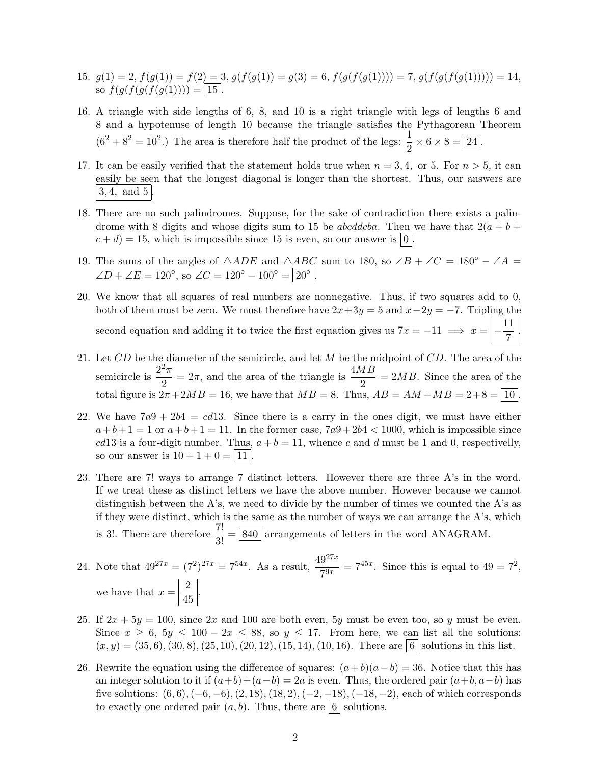15. $g(1) = 2$, $f(g(1)) = f(2) = 3$, $g(f(g(1)) = g(3) = 6$, $f(g(f(g(1)))) = 7$, $g(f(g(f(g(1))))) = 14$, so $f(g(f(g(f(g(1)))) = \boxed{15}$.

16. A triangle with side lengths of 6, 8, and 10 is a right triangle with legs of lengths 6 and 8 and a hypotenuse of length 10 because the triangle satisfies the Pythagorean Theorem ($6^2 + 8^2 = 10^2$.) The area is therefore half the product of the legs: $\frac{1}{2} \times 6 \times 8 = \boxed{24}$.

17. It can be easily verified that the statement holds true when $n = 3, 4,$ or $5$. For $n > 5$, it can easily be seen that the longest diagonal is longer than the shortest. Thus, our answers are $\boxed{3, 4, \text{ and } 5}$.

18. There are no such palindromes. Suppose, for the sake of contradiction there exists a palindrome with 8 digits and whose digits sum to 15 be $abcddcba$. Then we have that $2(a + b + c + d) = 15$, which is impossible since 15 is even, so our answer is $\boxed{0}$.

19. The sums of the angles of $\triangle ADE$ and $\triangle ABC$ sum to 180, so $\angle B + \angle C = 180^\circ - \angle A = \angle D + \angle E = 120^\circ$, so $\angle C = 120^\circ - 100^\circ = \boxed{20^\circ}$.

20. We know that all squares of real numbers are nonnegative. Thus, if two squares add to 0, both of them must be zero. We must therefore have $2x + 3y = 5$ and $x - 2y = -7$. Tripling the second equation and adding it to twice the first equation gives us $7x = -11 \implies x = \boxed{-\frac{11}{7}}$.

21. Let $CD$ be the diameter of the semicircle, and let $M$ be the midpoint of $CD$. The area of the semicircle is $\frac{2^2\pi}{2} = 2\pi$, and the area of the triangle is $\frac{4MB}{2} = 2MB$. Since the area of the total figure is $2\pi + 2MB = 16$, we have that $MB = 8$. Thus, $AB = AM + MB = 2 + 8 = \boxed{10}$.

22. We have $7a9 + 2b4 = cd13$. Since there is a carry in the ones digit, we must have either $a + b + 1 = 1$ or $a + b + 1 = 11$. In the former case, $7a9 + 2b4 < 1000$, which is impossible since $cd13$ is a four-digit number. Thus, $a + b = 11$, whence $c$ and $d$ must be 1 and 0, respectively, so our answer is $10 + 1 + 0 = \boxed{11}$.

23. There are 7! ways to arrange 7 distinct letters. However there are three A's in the word. If we treat these as distinct letters we have the above number. However because we cannot distinguish between the A's, we need to divide by the number of times we counted the A's as if they were distinct, which is the same as the number of ways we can arrange the A's, which is 3!. There are therefore $\frac{7!}{3!} = \boxed{840}$ arrangements of letters in the word ANAGRAM.

24. Note that $49^{27x} = (7^2)^{27x} = 7^{54x}$. As a result, $\frac{49^{27x}}{7^{9x}} = 7^{45x}$. Since this is equal to $49 = 7^2$, we have that $x = \boxed{\frac{2}{45}}$.

25. If $2x + 5y = 100$, since $2x$ and 100 are both even, $5y$ must be even too, so $y$ must be even. Since $x \geq 6$, $5y \leq 100 - 2x \leq 88$, so $y \leq 17$. From here, we can list all the solutions: $(x, y) = (35, 6), (30, 8), (25, 10), (20, 12), (15, 14), (10, 16)$. There are $\boxed{6}$ solutions in this list.

26. Rewrite the equation using the difference of squares: $(a+b)(a-b) = 36$. Notice that this has an integer solution to it if $(a+b)+(a-b) = 2a$ is even. Thus, the ordered pair $(a+b, a-b)$ has five solutions: $(6, 6), (-6, -6), (2, 18), (18, 2), (-2, -18), (-18, -2)$, each of which corresponds to exactly one ordered pair $(a, b)$. Thus, there are $\boxed{6}$ solutions.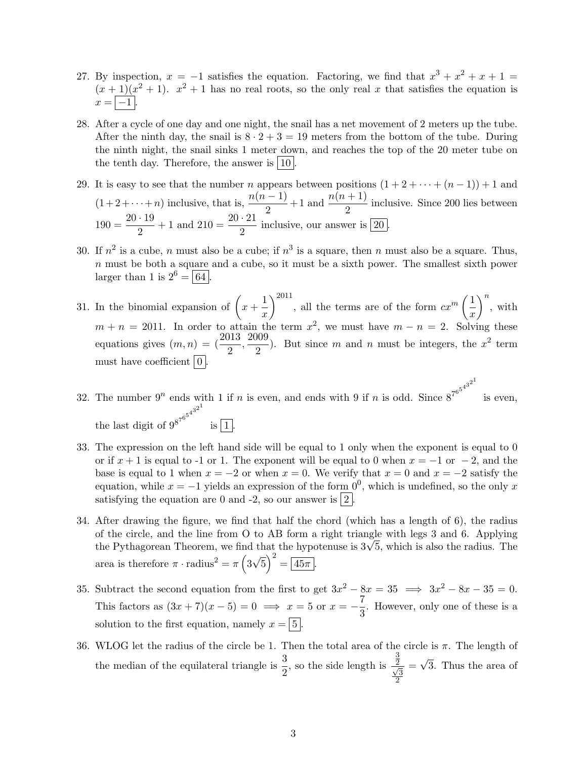27. By inspection, $x = -1$ satisfies the equation. Factoring, we find that $x^3 + x^2 + x + 1 = (x+1)(x^2+1)$. $x^2 + 1$ has no real roots, so the only real $x$ that satisfies the equation is $x = \boxed{-1}$.

28. After a cycle of one day and one night, the snail has a net movement of 2 meters up the tube. After the ninth day, the snail is $8 \cdot 2 + 3 = 19$ meters from the bottom of the tube. During the ninth night, the snail sinks 1 meter down, and reaches the top of the 20 meter tube on the tenth day. Therefore, the answer is $\boxed{10}$.

29. It is easy to see that the number $n$ appears between positions $(1 + 2 + \cdots + (n-1)) + 1$ and $(1+2+\cdots+n)$ inclusive, that is, $\dfrac{n(n-1)}{2} + 1$ and $\dfrac{n(n+1)}{2}$ inclusive. Since 200 lies between $190 = \dfrac{20 \cdot 19}{2} + 1$ and $210 = \dfrac{20 \cdot 21}{2}$ inclusive, our answer is $\boxed{20}$.

30. If $n^2$ is a cube, $n$ must also be a cube; if $n^3$ is a square, then $n$ must also be a square. Thus, $n$ must be both a square and a cube, so it must be a sixth power. The smallest sixth power larger than 1 is $2^6 = \boxed{64}$.

31. In the binomial expansion of $\left(x + \dfrac{1}{x}\right)^{2011}$, all the terms are of the form $cx^m\left(\dfrac{1}{x}\right)^n$, with $m + n = 2011$. In order to attain the term $x^2$, we must have $m - n = 2$. Solving these equations gives $(m, n) = (\dfrac{2013}{2}, \dfrac{2009}{2})$. But since $m$ and $n$ must be integers, the $x^2$ term must have coefficient $\boxed{0}$.

32. The number $9^n$ ends with 1 if $n$ is even, and ends with 9 if $n$ is odd. Since $8^{7^{6^{5^{4^{3^{2^1}}}}}}$ is even, the last digit of $9^{8^{7^{6^{5^{4^{3^{2^1}}}}}}}$ is $\boxed{1}$.

33. The expression on the left hand side will be equal to 1 only when the exponent is equal to 0 or if $x + 1$ is equal to -1 or 1. The exponent will be equal to 0 when $x = -1$ or $-2$, and the base is equal to 1 when $x = -2$ or when $x = 0$. We verify that $x = 0$ and $x = -2$ satisfy the equation, while $x = -1$ yields an expression of the form $0^0$, which is undefined, so the only $x$ satisfying the equation are 0 and -2, so our answer is $\boxed{2}$.

34. After drawing the figure, we find that half the chord (which has a length of 6), the radius of the circle, and the line from O to AB form a right triangle with legs 3 and 6. Applying the Pythagorean Theorem, we find that the hypotenuse is $3\sqrt{5}$, which is also the radius. The area is therefore $\pi \cdot \text{radius}^2 = \pi\left(3\sqrt{5}\right)^2 = \boxed{45\pi}$.

35. Subtract the second equation from the first to get $3x^2 - 8x = 35 \implies 3x^2 - 8x - 35 = 0$. This factors as $(3x + 7)(x - 5) = 0 \implies x = 5$ or $x = -\dfrac{7}{3}$. However, only one of these is a solution to the first equation, namely $x = \boxed{5}$.

36. WLOG let the radius of the circle be 1. Then the total area of the circle is $\pi$. The length of the median of the equilateral triangle is $\dfrac{3}{2}$, so the side length is $\dfrac{\frac{3}{2}}{\frac{\sqrt{3}}{2}} = \sqrt{3}$. Thus the area of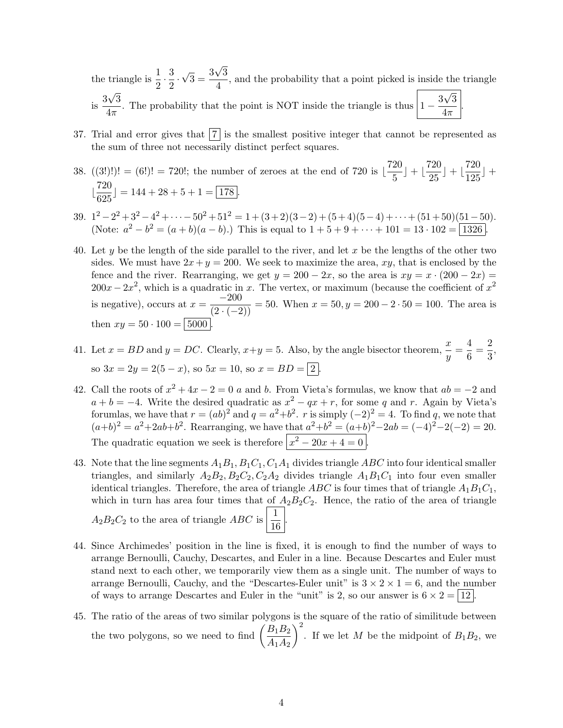the triangle is $\frac{1}{2} \cdot \frac{3}{2} \cdot \sqrt{3} = \frac{3\sqrt{3}}{4}$, and the probability that a point picked is inside the triangle is $\frac{3\sqrt{3}}{4\pi}$. The probability that the point is NOT inside the triangle is thus $\boxed{1 - \frac{3\sqrt{3}}{4\pi}}$.

37. Trial and error gives that $\boxed{7}$ is the smallest positive integer that cannot be represented as the sum of three not necessarily distinct perfect squares.

38. $((3!)!)! = (6!)! = 720!$; the number of zeroes at the end of 720 is $\lfloor \frac{720}{5} \rfloor + \lfloor \frac{720}{25} \rfloor + \lfloor \frac{720}{125} \rfloor + \lfloor \frac{720}{625} \rfloor = 144 + 28 + 5 + 1 = \boxed{178}$.

39. $1^2 - 2^2 + 3^2 - 4^2 + \cdots - 50^2 + 51^2 = 1 + (3+2)(3-2) + (5+4)(5-4) + \cdots + (51+50)(51-50)$. (Note: $a^2 - b^2 = (a+b)(a-b)$.) This is equal to $1 + 5 + 9 + \cdots + 101 = 13 \cdot 102 = \boxed{1326}$.

40. Let $y$ be the length of the side parallel to the river, and let $x$ be the lengths of the other two sides. We must have $2x + y = 200$. We seek to maximize the area, $xy$, that is enclosed by the fence and the river. Rearranging, we get $y = 200 - 2x$, so the area is $xy = x \cdot (200 - 2x) = 200x - 2x^2$, which is a quadratic in $x$. The vertex, or maximum (because the coefficient of $x^2$ is negative), occurs at $x = \frac{-200}{(2 \cdot (-2))} = 50$. When $x = 50, y = 200 - 2 \cdot 50 = 100$. The area is then $xy = 50 \cdot 100 = \boxed{5000}$.

41. Let $x = BD$ and $y = DC$. Clearly, $x + y = 5$. Also, by the angle bisector theorem, $\frac{x}{y} = \frac{4}{6} = \frac{2}{3}$, so $3x = 2y = 2(5 - x)$, so $5x = 10$, so $x = BD = \boxed{2}$.

42. Call the roots of $x^2 + 4x - 2 = 0$ $a$ and $b$. From Vieta's formulas, we know that $ab = -2$ and $a + b = -4$. Write the desired quadratic as $x^2 - qx + r$, for some $q$ and $r$. Again by Vieta's forumlas, we have that $r = (ab)^2$ and $q = a^2 + b^2$. $r$ is simply $(-2)^2 = 4$. To find $q$, we note that $(a+b)^2 = a^2 + 2ab + b^2$. Rearranging, we have that $a^2 + b^2 = (a+b)^2 - 2ab = (-4)^2 - 2(-2) = 20$. The quadratic equation we seek is therefore $\boxed{x^2 - 20x + 4 = 0}$.

43. Note that the line segments $A_1B_1, B_1C_1, C_1A_1$ divides triangle $ABC$ into four identical smaller triangles, and similarly $A_2B_2, B_2C_2, C_2A_2$ divides triangle $A_1B_1C_1$ into four even smaller identical triangles. Therefore, the area of triangle $ABC$ is four times that of triangle $A_1B_1C_1$, which in turn has area four times that of $A_2B_2C_2$. Hence, the ratio of the area of triangle $A_2B_2C_2$ to the area of triangle $ABC$ is $\boxed{\frac{1}{16}}$.

44. Since Archimedes' position in the line is fixed, it is enough to find the number of ways to arrange Bernoulli, Cauchy, Descartes, and Euler in a line. Because Descartes and Euler must stand next to each other, we temporarily view them as a single unit. The number of ways to arrange Bernoulli, Cauchy, and the "Descartes-Euler unit" is $3 \times 2 \times 1 = 6$, and the number of ways to arrange Descartes and Euler in the "unit" is 2, so our answer is $6 \times 2 = \boxed{12}$.

45. The ratio of the areas of two similar polygons is the square of the ratio of similitude between the two polygons, so we need to find $\left(\frac{B_1B_2}{A_1A_2}\right)^2$. If we let $M$ be the midpoint of $B_1B_2$, we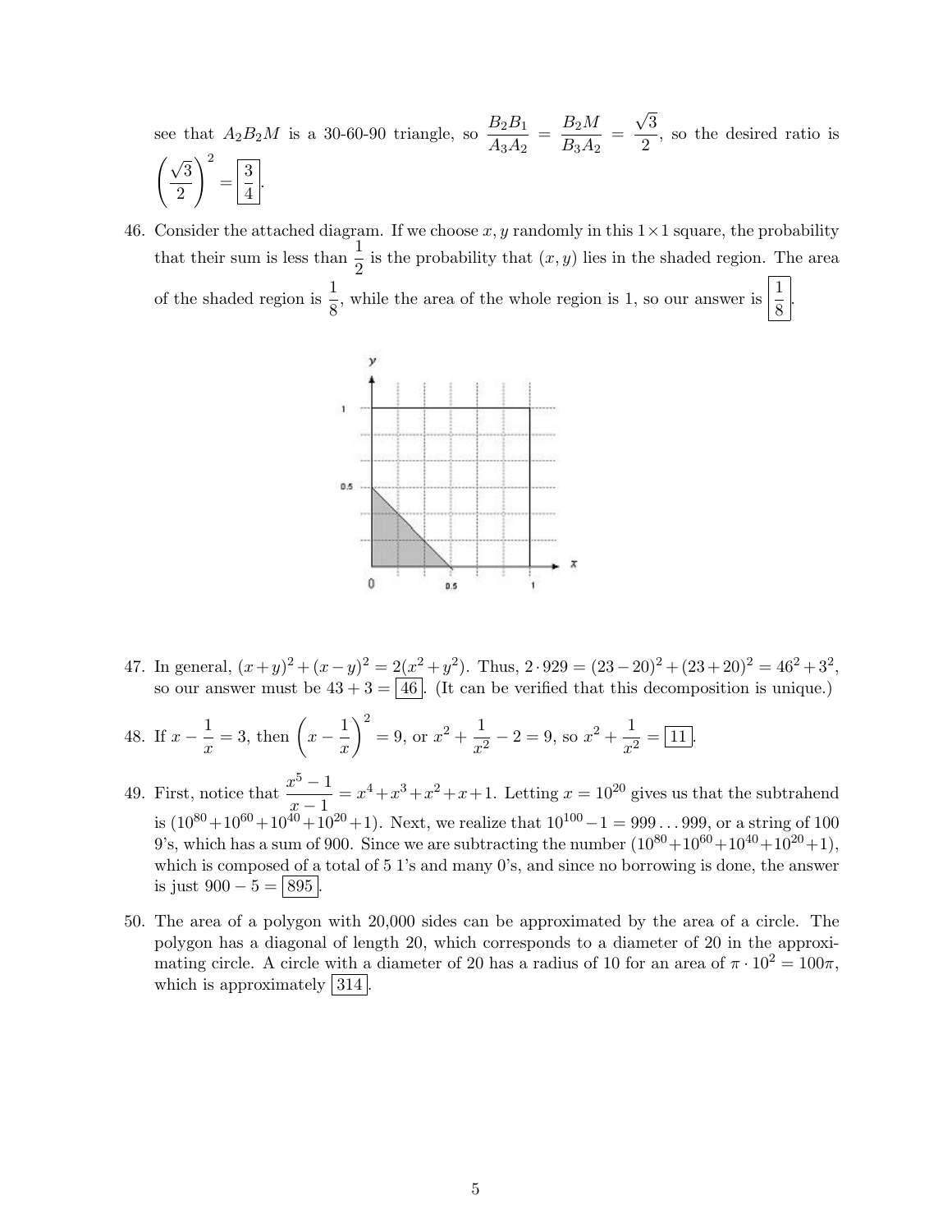see that $A_2B_2M$ is a 30-60-90 triangle, so $\dfrac{B_2B_1}{A_3A_2} = \dfrac{B_2M}{B_3A_2} = \dfrac{\sqrt{3}}{2}$, so the desired ratio is $\left(\dfrac{\sqrt{3}}{2}\right)^2 = \boxed{\dfrac{3}{4}}$.

46. Consider the attached diagram. If we choose $x, y$ randomly in this $1 \times 1$ square, the probability that their sum is less than $\dfrac{1}{2}$ is the probability that $(x, y)$ lies in the shaded region. The area of the shaded region is $\dfrac{1}{8}$, while the area of the whole region is 1, so our answer is $\boxed{\dfrac{1}{8}}$.

y
1
0.5
0
0.5
1
x

47. In general, $(x+y)^2 + (x-y)^2 = 2(x^2+y^2)$. Thus, $2 \cdot 929 = (23-20)^2 + (23+20)^2 = 46^2 + 3^2$, so our answer must be $43 + 3 = \boxed{46}$. (It can be verified that this decomposition is unique.)

48. If $x - \dfrac{1}{x} = 3$, then $\left(x - \dfrac{1}{x}\right)^2 = 9$, or $x^2 + \dfrac{1}{x^2} - 2 = 9$, so $x^2 + \dfrac{1}{x^2} = \boxed{11}$.

49. First, notice that $\dfrac{x^5 - 1}{x - 1} = x^4 + x^3 + x^2 + x + 1$. Letting $x = 10^{20}$ gives us that the subtrahend is $(10^{80} + 10^{60} + 10^{40} + 10^{20} + 1)$. Next, we realize that $10^{100} - 1 = 999\ldots999$, or a string of 100 9's, which has a sum of 900. Since we are subtracting the number $(10^{80} + 10^{60} + 10^{40} + 10^{20} + 1)$, which is composed of a total of 5 1's and many 0's, and since no borrowing is done, the answer is just $900 - 5 = \boxed{895}$.

50. The area of a polygon with 20,000 sides can be approximated by the area of a circle. The polygon has a diagonal of length 20, which corresponds to a diameter of 20 in the approximating circle. A circle with a diameter of 20 has a radius of 10 for an area of $\pi \cdot 10^2 = 100\pi$, which is approximately $\boxed{314}$.